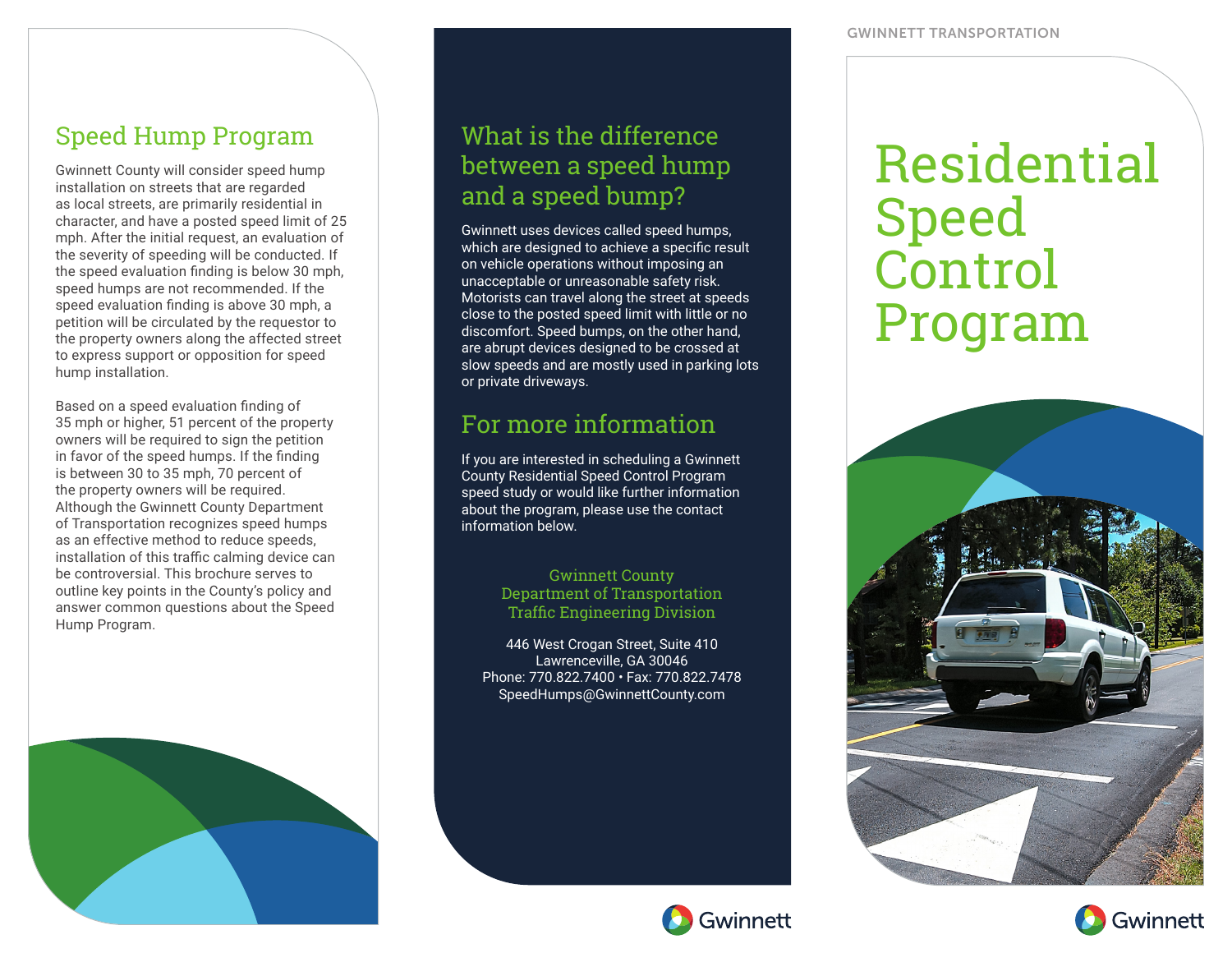## Speed Hump Program

Gwinnett County will consider speed hump installation on streets that are regarded as local streets, are primarily residential in character, and have a posted speed limit of 25 mph. After the initial request, an evaluation of the severity of speeding will be conducted. If the speed evaluation finding is below 30 mph, speed humps are not recommended. If the speed evaluation finding is above 30 mph, a petition will be circulated by the requestor to the property owners along the affected street to express support or opposition for speed hump installation.

Based on a speed evaluation finding of 35 mph or higher, 51 percent of the property owners will be required to sign the petition in favor of the speed humps. If the finding is between 30 to 35 mph, 70 percent of the property owners will be required. Although the Gwinnett County Department of Transportation recognizes speed humps as an effective method to reduce speeds, installation of this traffic calming device can be controversial. This brochure serves to outline key points in the County's policy and answer common questions about the Speed Hump Program.

## What is the difference between a speed hump and a speed bump?

Gwinnett uses devices called speed humps, which are designed to achieve a specific result on vehicle operations without imposing an unacceptable or unreasonable safety risk. Motorists can travel along the street at speeds close to the posted speed limit with little or no discomfort. Speed bumps, on the other hand, are abrupt devices designed to be crossed at slow speeds and are mostly used in parking lots or private driveways.

## For more information

If you are interested in scheduling a Gwinnett County Residential Speed Control Program speed study or would like further information about the program, please use the contact information below.

**Gwinnett County**
**Department of Transportation**
**Traffic Engineering Division**

446 West Crogan Street, Suite 410
Lawrenceville, GA 30046
Phone: 770.822.7400 • Fax: 770.822.7478
SpeedHumps@GwinnettCounty.com

Gwinnett

GWINNETT TRANSPORTATION

# Residential Speed Control Program

Gwinnett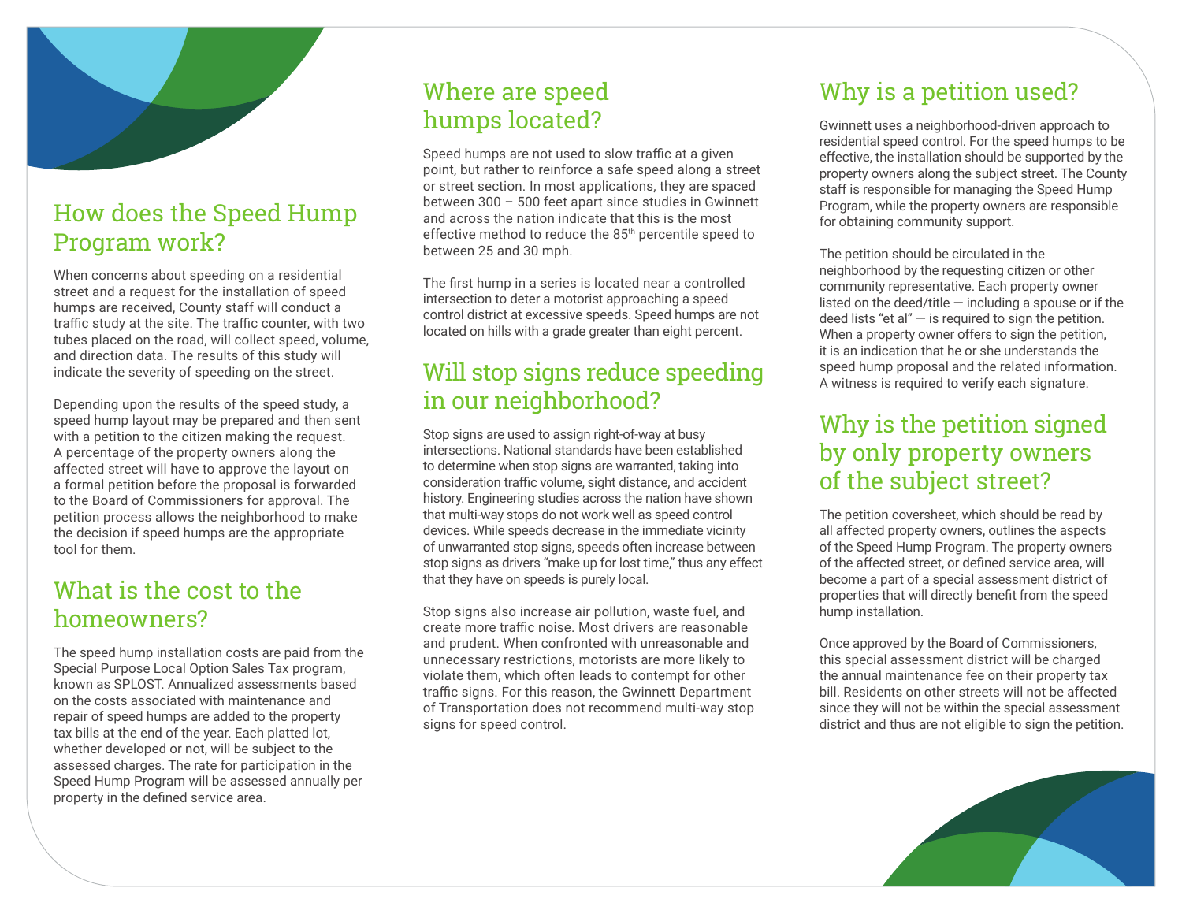## How does the Speed Hump Program work?

When concerns about speeding on a residential street and a request for the installation of speed humps are received, County staff will conduct a traffic study at the site. The traffic counter, with two tubes placed on the road, will collect speed, volume, and direction data. The results of this study will indicate the severity of speeding on the street.

Depending upon the results of the speed study, a speed hump layout may be prepared and then sent with a petition to the citizen making the request. A percentage of the property owners along the affected street will have to approve the layout on a formal petition before the proposal is forwarded to the Board of Commissioners for approval. The petition process allows the neighborhood to make the decision if speed humps are the appropriate tool for them.

## What is the cost to the homeowners?

The speed hump installation costs are paid from the Special Purpose Local Option Sales Tax program, known as SPLOST. Annualized assessments based on the costs associated with maintenance and repair of speed humps are added to the property tax bills at the end of the year. Each platted lot, whether developed or not, will be subject to the assessed charges. The rate for participation in the Speed Hump Program will be assessed annually per property in the defined service area.

## Where are speed humps located?

Speed humps are not used to slow traffic at a given point, but rather to reinforce a safe speed along a street or street section. In most applications, they are spaced between 300 – 500 feet apart since studies in Gwinnett and across the nation indicate that this is the most effective method to reduce the 85th percentile speed to between 25 and 30 mph.

The first hump in a series is located near a controlled intersection to deter a motorist approaching a speed control district at excessive speeds. Speed humps are not located on hills with a grade greater than eight percent.

## Will stop signs reduce speeding in our neighborhood?

Stop signs are used to assign right-of-way at busy intersections. National standards have been established to determine when stop signs are warranted, taking into consideration traffic volume, sight distance, and accident history. Engineering studies across the nation have shown that multi-way stops do not work well as speed control devices. While speeds decrease in the immediate vicinity of unwarranted stop signs, speeds often increase between stop signs as drivers "make up for lost time," thus any effect that they have on speeds is purely local.

Stop signs also increase air pollution, waste fuel, and create more traffic noise. Most drivers are reasonable and prudent. When confronted with unreasonable and unnecessary restrictions, motorists are more likely to violate them, which often leads to contempt for other traffic signs. For this reason, the Gwinnett Department of Transportation does not recommend multi-way stop signs for speed control.

## Why is a petition used?

Gwinnett uses a neighborhood-driven approach to residential speed control. For the speed humps to be effective, the installation should be supported by the property owners along the subject street. The County staff is responsible for managing the Speed Hump Program, while the property owners are responsible for obtaining community support.

The petition should be circulated in the neighborhood by the requesting citizen or other community representative. Each property owner listed on the deed/title — including a spouse or if the deed lists "et al" — is required to sign the petition. When a property owner offers to sign the petition, it is an indication that he or she understands the speed hump proposal and the related information. A witness is required to verify each signature.

## Why is the petition signed by only property owners of the subject street?

The petition coversheet, which should be read by all affected property owners, outlines the aspects of the Speed Hump Program. The property owners of the affected street, or defined service area, will become a part of a special assessment district of properties that will directly benefit from the speed hump installation.

Once approved by the Board of Commissioners, this special assessment district will be charged the annual maintenance fee on their property tax bill. Residents on other streets will not be affected since they will not be within the special assessment district and thus are not eligible to sign the petition.